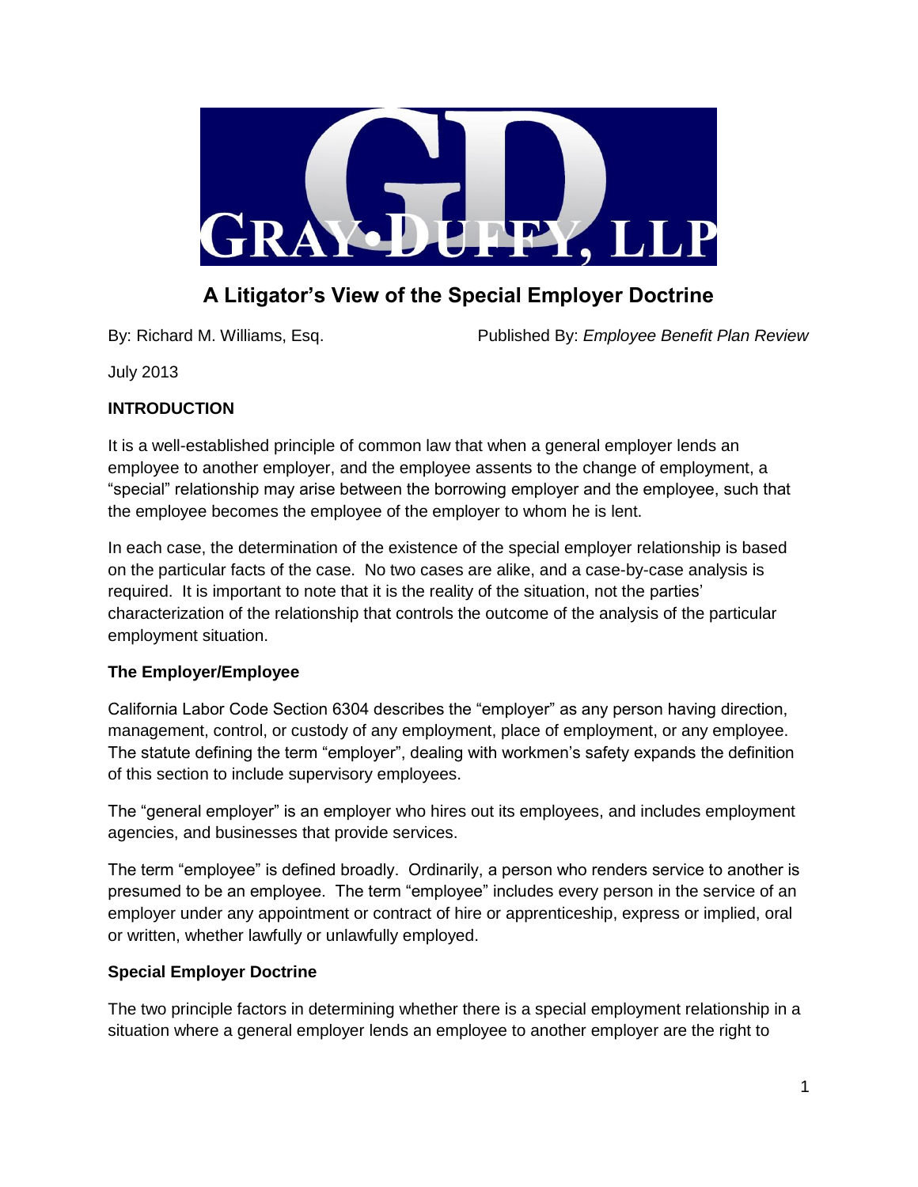GRAY•DUFFY, LLP

# A Litigator's View of the Special Employer Doctrine

By: Richard M. Williams, Esq. Published By: *Employee Benefit Plan Review*

July 2013

## INTRODUCTION

It is a well-established principle of common law that when a general employer lends an employee to another employer, and the employee assents to the change of employment, a "special" relationship may arise between the borrowing employer and the employee, such that the employee becomes the employee of the employer to whom he is lent.

In each case, the determination of the existence of the special employer relationship is based on the particular facts of the case. No two cases are alike, and a case-by-case analysis is required. It is important to note that it is the reality of the situation, not the parties' characterization of the relationship that controls the outcome of the analysis of the particular employment situation.

### The Employer/Employee

California Labor Code Section 6304 describes the "employer" as any person having direction, management, control, or custody of any employment, place of employment, or any employee. The statute defining the term "employer", dealing with workmen's safety expands the definition of this section to include supervisory employees.

The "general employer" is an employer who hires out its employees, and includes employment agencies, and businesses that provide services.

The term "employee" is defined broadly. Ordinarily, a person who renders service to another is presumed to be an employee. The term "employee" includes every person in the service of an employer under any appointment or contract of hire or apprenticeship, express or implied, oral or written, whether lawfully or unlawfully employed.

### Special Employer Doctrine

The two principle factors in determining whether there is a special employment relationship in a situation where a general employer lends an employee to another employer are the right to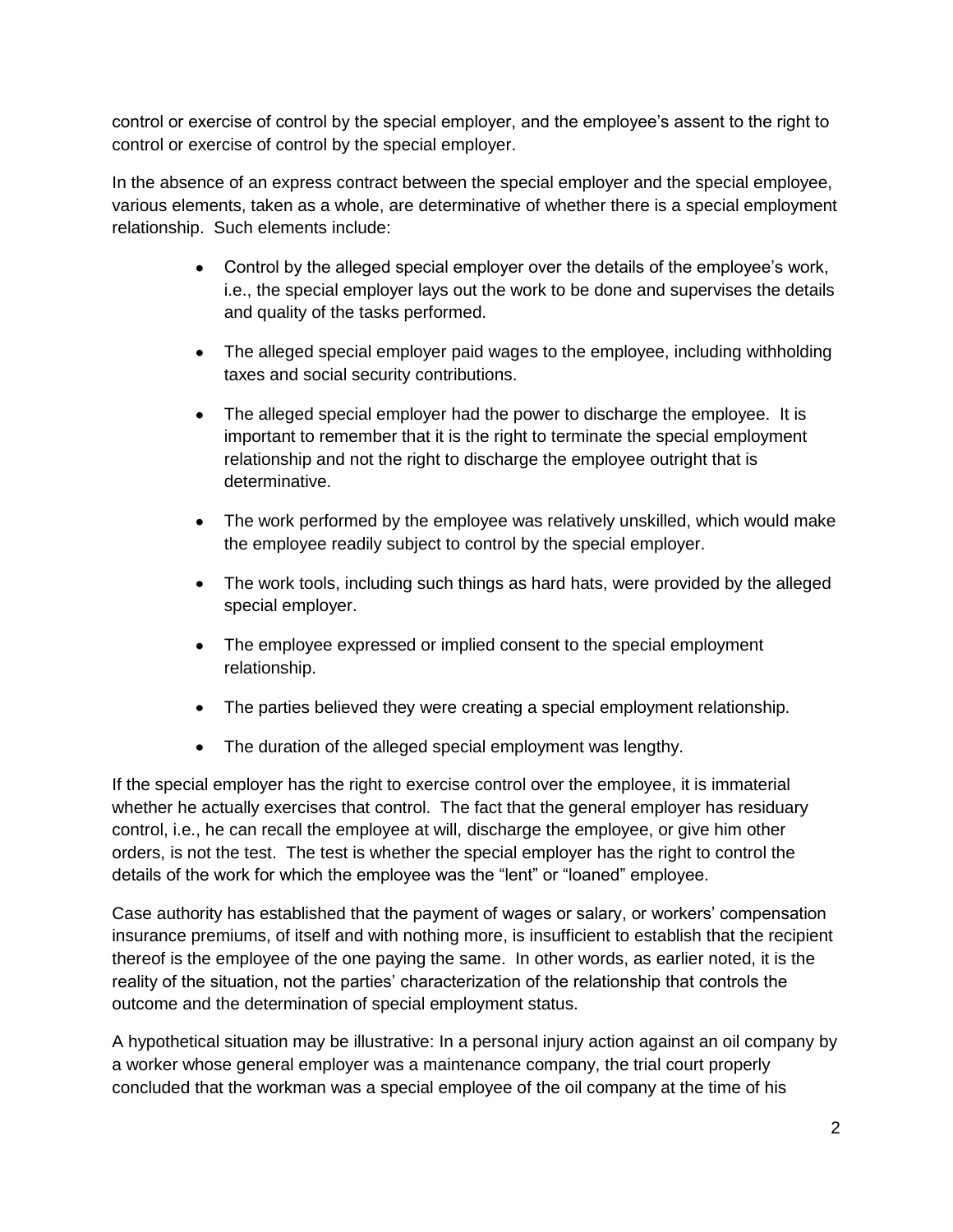control or exercise of control by the special employer, and the employee's assent to the right to control or exercise of control by the special employer.

In the absence of an express contract between the special employer and the special employee, various elements, taken as a whole, are determinative of whether there is a special employment relationship. Such elements include:

- Control by the alleged special employer over the details of the employee's work, i.e., the special employer lays out the work to be done and supervises the details and quality of the tasks performed.
- The alleged special employer paid wages to the employee, including withholding taxes and social security contributions.
- The alleged special employer had the power to discharge the employee. It is important to remember that it is the right to terminate the special employment relationship and not the right to discharge the employee outright that is determinative.
- The work performed by the employee was relatively unskilled, which would make the employee readily subject to control by the special employer.
- The work tools, including such things as hard hats, were provided by the alleged special employer.
- The employee expressed or implied consent to the special employment relationship.
- The parties believed they were creating a special employment relationship.
- The duration of the alleged special employment was lengthy.

If the special employer has the right to exercise control over the employee, it is immaterial whether he actually exercises that control. The fact that the general employer has residuary control, i.e., he can recall the employee at will, discharge the employee, or give him other orders, is not the test. The test is whether the special employer has the right to control the details of the work for which the employee was the "lent" or "loaned" employee.

Case authority has established that the payment of wages or salary, or workers' compensation insurance premiums, of itself and with nothing more, is insufficient to establish that the recipient thereof is the employee of the one paying the same. In other words, as earlier noted, it is the reality of the situation, not the parties' characterization of the relationship that controls the outcome and the determination of special employment status.

A hypothetical situation may be illustrative: In a personal injury action against an oil company by a worker whose general employer was a maintenance company, the trial court properly concluded that the workman was a special employee of the oil company at the time of his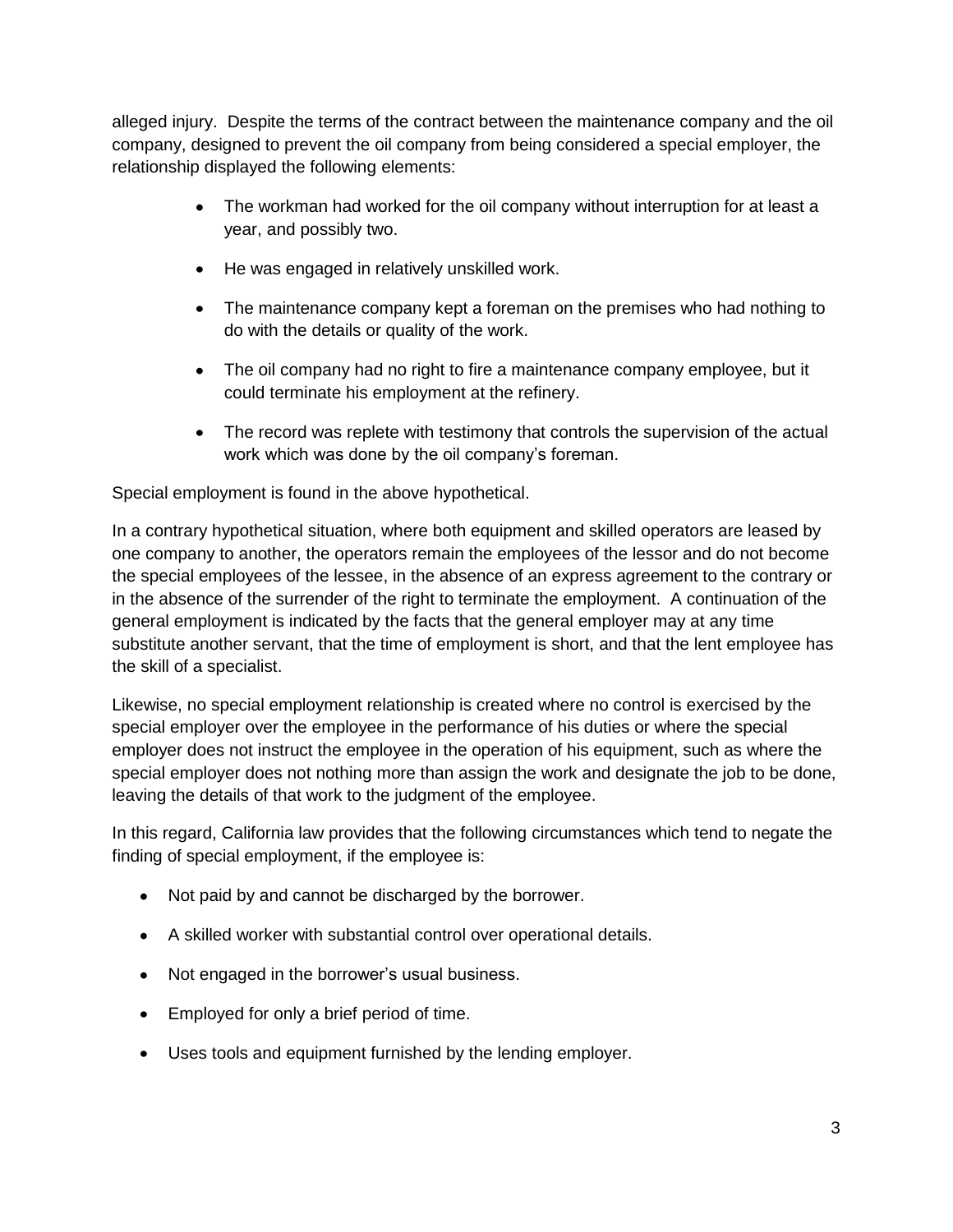alleged injury. Despite the terms of the contract between the maintenance company and the oil company, designed to prevent the oil company from being considered a special employer, the relationship displayed the following elements:

- The workman had worked for the oil company without interruption for at least a year, and possibly two.
- He was engaged in relatively unskilled work.
- The maintenance company kept a foreman on the premises who had nothing to do with the details or quality of the work.
- The oil company had no right to fire a maintenance company employee, but it could terminate his employment at the refinery.
- The record was replete with testimony that controls the supervision of the actual work which was done by the oil company's foreman.

Special employment is found in the above hypothetical.

In a contrary hypothetical situation, where both equipment and skilled operators are leased by one company to another, the operators remain the employees of the lessor and do not become the special employees of the lessee, in the absence of an express agreement to the contrary or in the absence of the surrender of the right to terminate the employment. A continuation of the general employment is indicated by the facts that the general employer may at any time substitute another servant, that the time of employment is short, and that the lent employee has the skill of a specialist.

Likewise, no special employment relationship is created where no control is exercised by the special employer over the employee in the performance of his duties or where the special employer does not instruct the employee in the operation of his equipment, such as where the special employer does not nothing more than assign the work and designate the job to be done, leaving the details of that work to the judgment of the employee.

In this regard, California law provides that the following circumstances which tend to negate the finding of special employment, if the employee is:

- Not paid by and cannot be discharged by the borrower.
- A skilled worker with substantial control over operational details.
- Not engaged in the borrower's usual business.
- Employed for only a brief period of time.
- Uses tools and equipment furnished by the lending employer.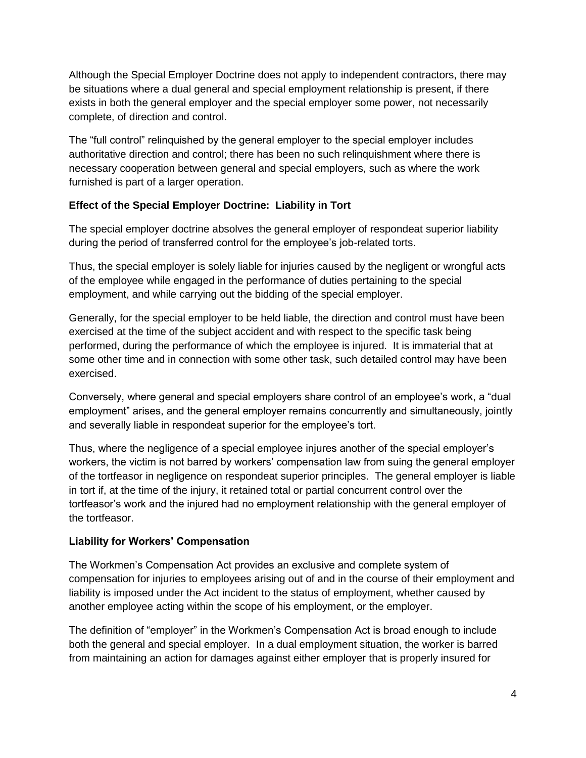Although the Special Employer Doctrine does not apply to independent contractors, there may be situations where a dual general and special employment relationship is present, if there exists in both the general employer and the special employer some power, not necessarily complete, of direction and control.

The "full control" relinquished by the general employer to the special employer includes authoritative direction and control; there has been no such relinquishment where there is necessary cooperation between general and special employers, such as where the work furnished is part of a larger operation.

**Effect of the Special Employer Doctrine: Liability in Tort**

The special employer doctrine absolves the general employer of respondeat superior liability during the period of transferred control for the employee's job-related torts.

Thus, the special employer is solely liable for injuries caused by the negligent or wrongful acts of the employee while engaged in the performance of duties pertaining to the special employment, and while carrying out the bidding of the special employer.

Generally, for the special employer to be held liable, the direction and control must have been exercised at the time of the subject accident and with respect to the specific task being performed, during the performance of which the employee is injured. It is immaterial that at some other time and in connection with some other task, such detailed control may have been exercised.

Conversely, where general and special employers share control of an employee's work, a "dual employment" arises, and the general employer remains concurrently and simultaneously, jointly and severally liable in respondeat superior for the employee's tort.

Thus, where the negligence of a special employee injures another of the special employer's workers, the victim is not barred by workers' compensation law from suing the general employer of the tortfeasor in negligence on respondeat superior principles. The general employer is liable in tort if, at the time of the injury, it retained total or partial concurrent control over the tortfeasor's work and the injured had no employment relationship with the general employer of the tortfeasor.

**Liability for Workers' Compensation**

The Workmen's Compensation Act provides an exclusive and complete system of compensation for injuries to employees arising out of and in the course of their employment and liability is imposed under the Act incident to the status of employment, whether caused by another employee acting within the scope of his employment, or the employer.

The definition of "employer" in the Workmen's Compensation Act is broad enough to include both the general and special employer. In a dual employment situation, the worker is barred from maintaining an action for damages against either employer that is properly insured for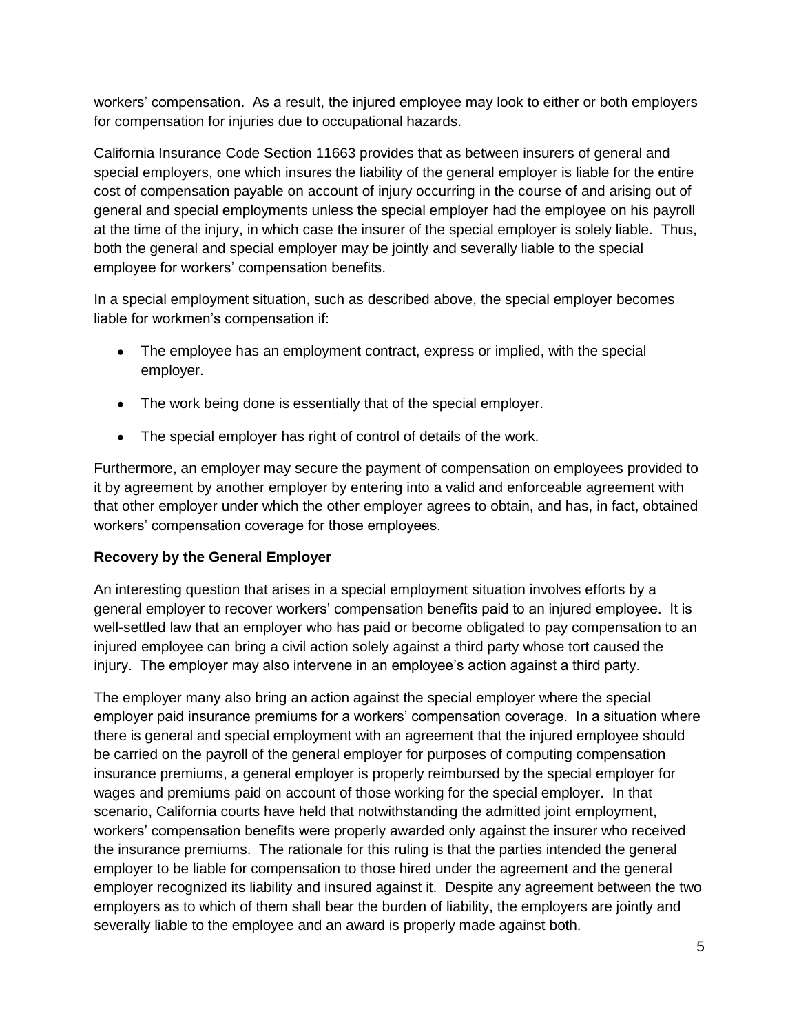workers' compensation. As a result, the injured employee may look to either or both employers for compensation for injuries due to occupational hazards.

California Insurance Code Section 11663 provides that as between insurers of general and special employers, one which insures the liability of the general employer is liable for the entire cost of compensation payable on account of injury occurring in the course of and arising out of general and special employments unless the special employer had the employee on his payroll at the time of the injury, in which case the insurer of the special employer is solely liable. Thus, both the general and special employer may be jointly and severally liable to the special employee for workers' compensation benefits.

In a special employment situation, such as described above, the special employer becomes liable for workmen's compensation if:

- The employee has an employment contract, express or implied, with the special employer.
- The work being done is essentially that of the special employer.
- The special employer has right of control of details of the work.

Furthermore, an employer may secure the payment of compensation on employees provided to it by agreement by another employer by entering into a valid and enforceable agreement with that other employer under which the other employer agrees to obtain, and has, in fact, obtained workers' compensation coverage for those employees.

**Recovery by the General Employer**

An interesting question that arises in a special employment situation involves efforts by a general employer to recover workers' compensation benefits paid to an injured employee. It is well-settled law that an employer who has paid or become obligated to pay compensation to an injured employee can bring a civil action solely against a third party whose tort caused the injury. The employer may also intervene in an employee's action against a third party.

The employer many also bring an action against the special employer where the special employer paid insurance premiums for a workers' compensation coverage. In a situation where there is general and special employment with an agreement that the injured employee should be carried on the payroll of the general employer for purposes of computing compensation insurance premiums, a general employer is properly reimbursed by the special employer for wages and premiums paid on account of those working for the special employer. In that scenario, California courts have held that notwithstanding the admitted joint employment, workers' compensation benefits were properly awarded only against the insurer who received the insurance premiums. The rationale for this ruling is that the parties intended the general employer to be liable for compensation to those hired under the agreement and the general employer recognized its liability and insured against it. Despite any agreement between the two employers as to which of them shall bear the burden of liability, the employers are jointly and severally liable to the employee and an award is properly made against both.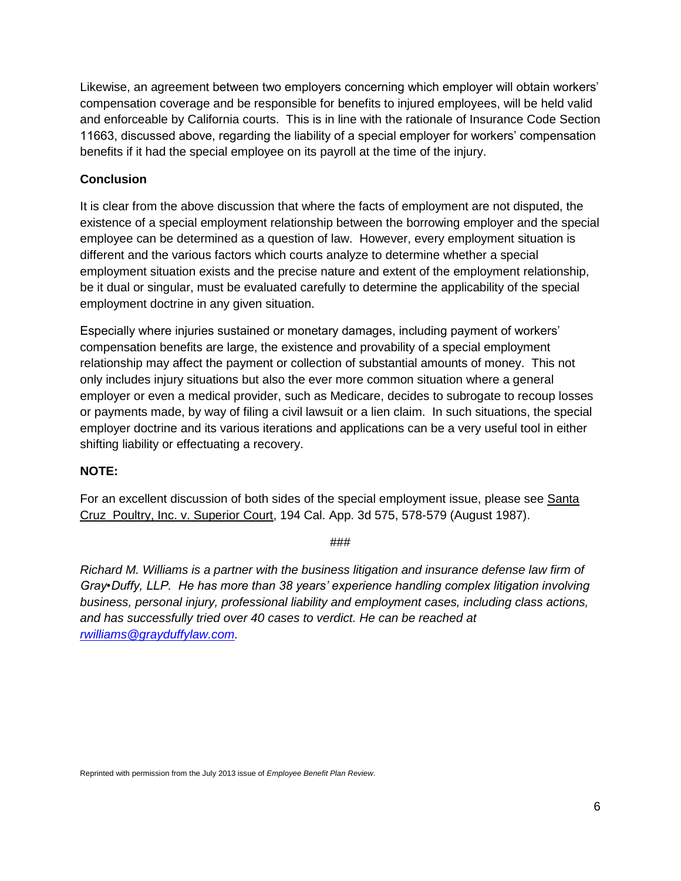Likewise, an agreement between two employers concerning which employer will obtain workers' compensation coverage and be responsible for benefits to injured employees, will be held valid and enforceable by California courts. This is in line with the rationale of Insurance Code Section 11663, discussed above, regarding the liability of a special employer for workers' compensation benefits if it had the special employee on its payroll at the time of the injury.

**Conclusion**

It is clear from the above discussion that where the facts of employment are not disputed, the existence of a special employment relationship between the borrowing employer and the special employee can be determined as a question of law. However, every employment situation is different and the various factors which courts analyze to determine whether a special employment situation exists and the precise nature and extent of the employment relationship, be it dual or singular, must be evaluated carefully to determine the applicability of the special employment doctrine in any given situation.

Especially where injuries sustained or monetary damages, including payment of workers' compensation benefits are large, the existence and provability of a special employment relationship may affect the payment or collection of substantial amounts of money. This not only includes injury situations but also the ever more common situation where a general employer or even a medical provider, such as Medicare, decides to subrogate to recoup losses or payments made, by way of filing a civil lawsuit or a lien claim. In such situations, the special employer doctrine and its various iterations and applications can be a very useful tool in either shifting liability or effectuating a recovery.

**NOTE:**

For an excellent discussion of both sides of the special employment issue, please see Santa Cruz Poultry, Inc. v. Superior Court, 194 Cal. App. 3d 575, 578-579 (August 1987).

###

*Richard M. Williams is a partner with the business litigation and insurance defense law firm of Gray•Duffy, LLP. He has more than 38 years' experience handling complex litigation involving business, personal injury, professional liability and employment cases, including class actions, and has successfully tried over 40 cases to verdict. He can be reached at rwilliams@grayduffylaw.com.*

Reprinted with permission from the July 2013 issue of *Employee Benefit Plan Review*.